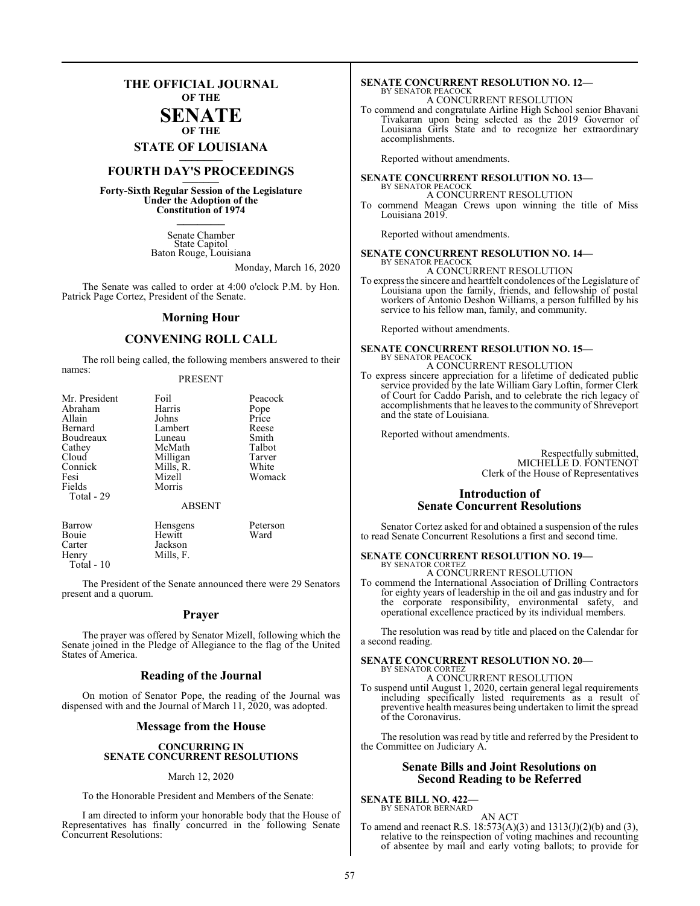# THE OFFICIAL JOURNAL OF THE SENATE OF THE STATE OF LOUISIANA

## FOURTH DAY'S PROCEEDINGS

**Forty-Sixth Regular Session of the Legislature Under the Adoption of the Constitution of 1974**

Senate Chamber
State Capitol
Baton Rouge, Louisiana

Monday, March 16, 2020

The Senate was called to order at 4:00 o'clock P.M. by Hon. Patrick Page Cortez, President of the Senate.

## Morning Hour

## CONVENING ROLL CALL

The roll being called, the following members answered to their names:

PRESENT

| | | |
|---|---|---|
| Mr. President | Foil | Peacock |
| Abraham | Harris | Pope |
| Allain | Johns | Price |
| Bernard | Lambert | Reese |
| Boudreaux | Luneau | Smith |
| Cathey | McMath | Talbot |
| Cloud | Milligan | Tarver |
| Connick | Mills, R. | White |
| Fesi | Mizell | Womack |
| Fields | Morris | |
| Total - 29 | | |

ABSENT

| | | |
|---|---|---|
| Barrow | Hensgens | Peterson |
| Bouie | Hewitt | Ward |
| Carter | Jackson | |
| Henry | Mills, F. | |
| Total - 10 | | |

The President of the Senate announced there were 29 Senators present and a quorum.

## Prayer

The prayer was offered by Senator Mizell, following which the Senate joined in the Pledge of Allegiance to the flag of the United States of America.

## Reading of the Journal

On motion of Senator Pope, the reading of the Journal was dispensed with and the Journal of March 11, 2020, was adopted.

## Message from the House

**CONCURRING IN SENATE CONCURRENT RESOLUTIONS**

March 12, 2020

To the Honorable President and Members of the Senate:

I am directed to inform your honorable body that the House of Representatives has finally concurred in the following Senate Concurrent Resolutions:

**SENATE CONCURRENT RESOLUTION NO. 12—**
BY SENATOR PEACOCK
A CONCURRENT RESOLUTION
To commend and congratulate Airline High School senior Bhavani Tivakaran upon being selected as the 2019 Governor of Louisiana Girls State and to recognize her extraordinary accomplishments.

Reported without amendments.

**SENATE CONCURRENT RESOLUTION NO. 13—**
BY SENATOR PEACOCK
A CONCURRENT RESOLUTION
To commend Meagan Crews upon winning the title of Miss Louisiana 2019.

Reported without amendments.

**SENATE CONCURRENT RESOLUTION NO. 14—**
BY SENATOR PEACOCK
A CONCURRENT RESOLUTION
To express the sincere and heartfelt condolences of the Legislature of Louisiana upon the family, friends, and fellowship of postal workers of Antonio Deshon Williams, a person fulfilled by his service to his fellow man, family, and community.

Reported without amendments.

**SENATE CONCURRENT RESOLUTION NO. 15—**
BY SENATOR PEACOCK
A CONCURRENT RESOLUTION
To express sincere appreciation for a lifetime of dedicated public service provided by the late William Gary Loftin, former Clerk of Court for Caddo Parish, and to celebrate the rich legacy of accomplishments that he leaves to the community of Shreveport and the state of Louisiana.

Reported without amendments.

Respectfully submitted,
MICHELLE D. FONTENOT
Clerk of the House of Representatives

## Introduction of Senate Concurrent Resolutions

Senator Cortez asked for and obtained a suspension of the rules to read Senate Concurrent Resolutions a first and second time.

**SENATE CONCURRENT RESOLUTION NO. 19—**
BY SENATOR CORTEZ
A CONCURRENT RESOLUTION
To commend the International Association of Drilling Contractors for eighty years of leadership in the oil and gas industry and for the corporate responsibility, environmental safety, and operational excellence practiced by its individual members.

The resolution was read by title and placed on the Calendar for a second reading.

**SENATE CONCURRENT RESOLUTION NO. 20—**
BY SENATOR CORTEZ
A CONCURRENT RESOLUTION
To suspend until August 1, 2020, certain general legal requirements including specifically listed requirements as a result of preventive health measures being undertaken to limit the spread of the Coronavirus.

The resolution was read by title and referred by the President to the Committee on Judiciary A.

## Senate Bills and Joint Resolutions on Second Reading to be Referred

**SENATE BILL NO. 422—**
BY SENATOR BERNARD
AN ACT
To amend and reenact R.S. 18:573(A)(3) and 1313(J)(2)(b) and (3), relative to the reinspection of voting machines and recounting of absentee by mail and early voting ballots; to provide for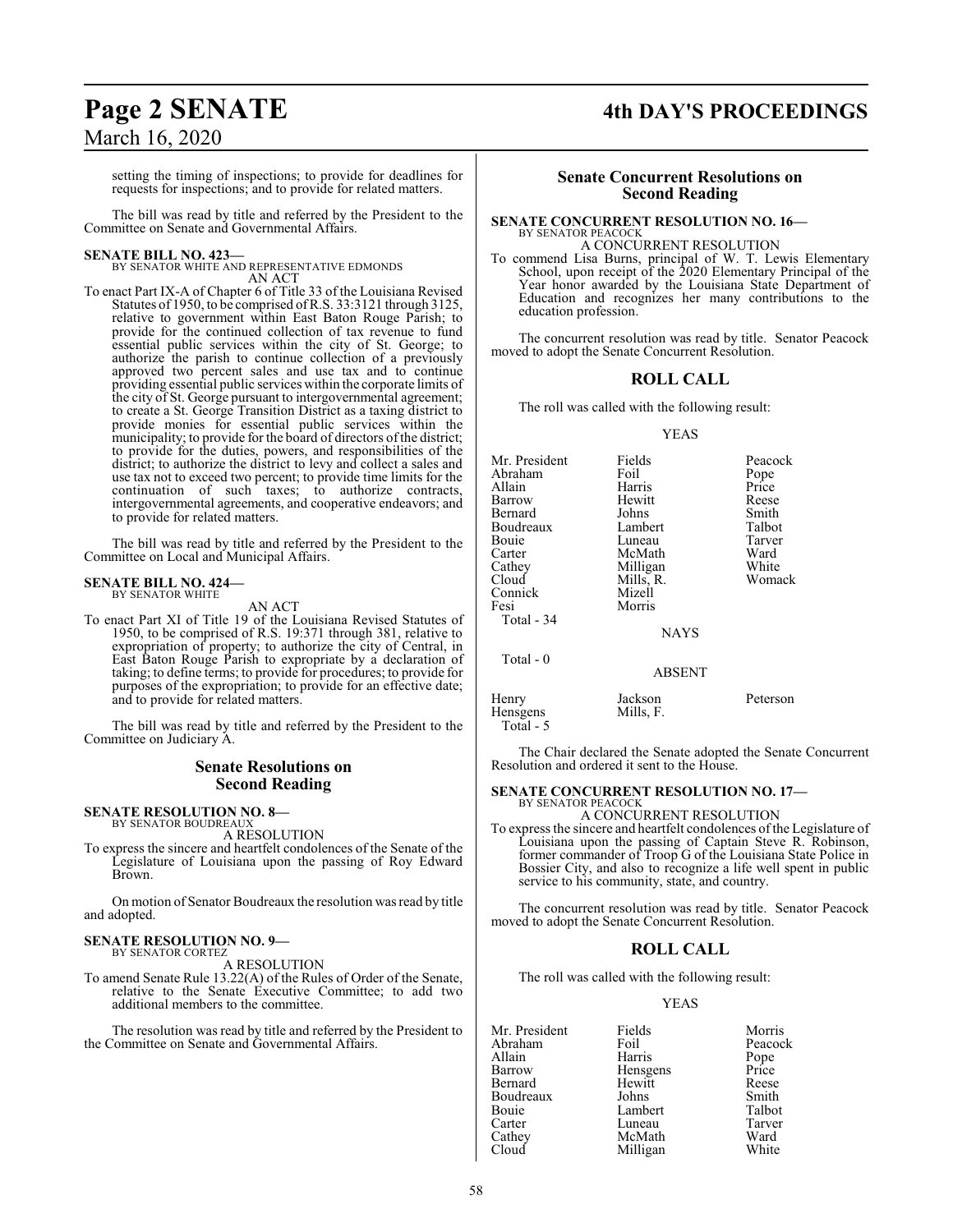setting the timing of inspections; to provide for deadlines for requests for inspections; and to provide for related matters.

The bill was read by title and referred by the President to the Committee on Senate and Governmental Affairs.

**SENATE BILL NO. 423—**
BY SENATOR WHITE AND REPRESENTATIVE EDMONDS

AN ACT

To enact Part IX-A of Chapter 6 of Title 33 of the Louisiana Revised Statutes of 1950, to be comprised of R.S. 33:3121 through 3125, relative to government within East Baton Rouge Parish; to provide for the continued collection of tax revenue to fund essential public services within the city of St. George; to authorize the parish to continue collection of a previously approved two percent sales and use tax and to continue providing essential public services within the corporate limits of the city of St. George pursuant to intergovernmental agreement; to create a St. George Transition District as a taxing district to provide monies for essential public services within the municipality; to provide for the board of directors of the district; to provide for the duties, powers, and responsibilities of the district; to authorize the district to levy and collect a sales and use tax not to exceed two percent; to provide time limits for the continuation of such taxes; to authorize contracts, intergovernmental agreements, and cooperative endeavors; and to provide for related matters.

The bill was read by title and referred by the President to the Committee on Local and Municipal Affairs.

**SENATE BILL NO. 424—**
BY SENATOR WHITE

AN ACT

To enact Part XI of Title 19 of the Louisiana Revised Statutes of 1950, to be comprised of R.S. 19:371 through 381, relative to expropriation of property; to authorize the city of Central, in East Baton Rouge Parish to expropriate by a declaration of taking; to define terms; to provide for procedures; to provide for purposes of the expropriation; to provide for an effective date; and to provide for related matters.

The bill was read by title and referred by the President to the Committee on Judiciary A.

## Senate Resolutions on Second Reading

**SENATE RESOLUTION NO. 8—**
BY SENATOR BOUDREAUX

A RESOLUTION

To express the sincere and heartfelt condolences of the Senate of the Legislature of Louisiana upon the passing of Roy Edward Brown.

On motion of Senator Boudreaux the resolution was read by title and adopted.

**SENATE RESOLUTION NO. 9—**
BY SENATOR CORTEZ

A RESOLUTION

To amend Senate Rule 13.22(A) of the Rules of Order of the Senate, relative to the Senate Executive Committee; to add two additional members to the committee.

The resolution was read by title and referred by the President to the Committee on Senate and Governmental Affairs.

## Senate Concurrent Resolutions on Second Reading

**SENATE CONCURRENT RESOLUTION NO. 16—**
BY SENATOR PEACOCK

A CONCURRENT RESOLUTION

To commend Lisa Burns, principal of W. T. Lewis Elementary School, upon receipt of the 2020 Elementary Principal of the Year honor awarded by the Louisiana State Department of Education and recognizes her many contributions to the education profession.

The concurrent resolution was read by title. Senator Peacock moved to adopt the Senate Concurrent Resolution.

## ROLL CALL

The roll was called with the following result:

YEAS

| | | |
|---|---|---|
| Mr. President | Fields | Peacock |
| Abraham | Foil | Pope |
| Allain | Harris | Price |
| Barrow | Hewitt | Reese |
| Bernard | Johns | Smith |
| Boudreaux | Lambert | Talbot |
| Bouie | Luneau | Tarver |
| Carter | McMath | Ward |
| Cathey | Milligan | White |
| Cloud | Mills, R. | Womack |
| Connick | Mizell | |
| Fesi | Morris | |

Total - 34

NAYS

Total - 0

ABSENT

| | | |
|---|---|---|
| Henry | Jackson | Peterson |
| Hensgens | Mills, F. | |

Total - 5

The Chair declared the Senate adopted the Senate Concurrent Resolution and ordered it sent to the House.

**SENATE CONCURRENT RESOLUTION NO. 17—**
BY SENATOR PEACOCK

A CONCURRENT RESOLUTION

To express the sincere and heartfelt condolences of the Legislature of Louisiana upon the passing of Captain Steve R. Robinson, former commander of Troop G of the Louisiana State Police in Bossier City, and also to recognize a life well spent in public service to his community, state, and country.

The concurrent resolution was read by title. Senator Peacock moved to adopt the Senate Concurrent Resolution.

## ROLL CALL

The roll was called with the following result:

YEAS

| | | |
|---|---|---|
| Mr. President | Fields | Morris |
| Abraham | Foil | Peacock |
| Allain | Harris | Pope |
| Barrow | Hensgens | Price |
| Bernard | Hewitt | Reese |
| Boudreaux | Johns | Smith |
| Bouie | Lambert | Talbot |
| Carter | Luneau | Tarver |
| Cathey | McMath | Ward |
| Cloud | Milligan | White |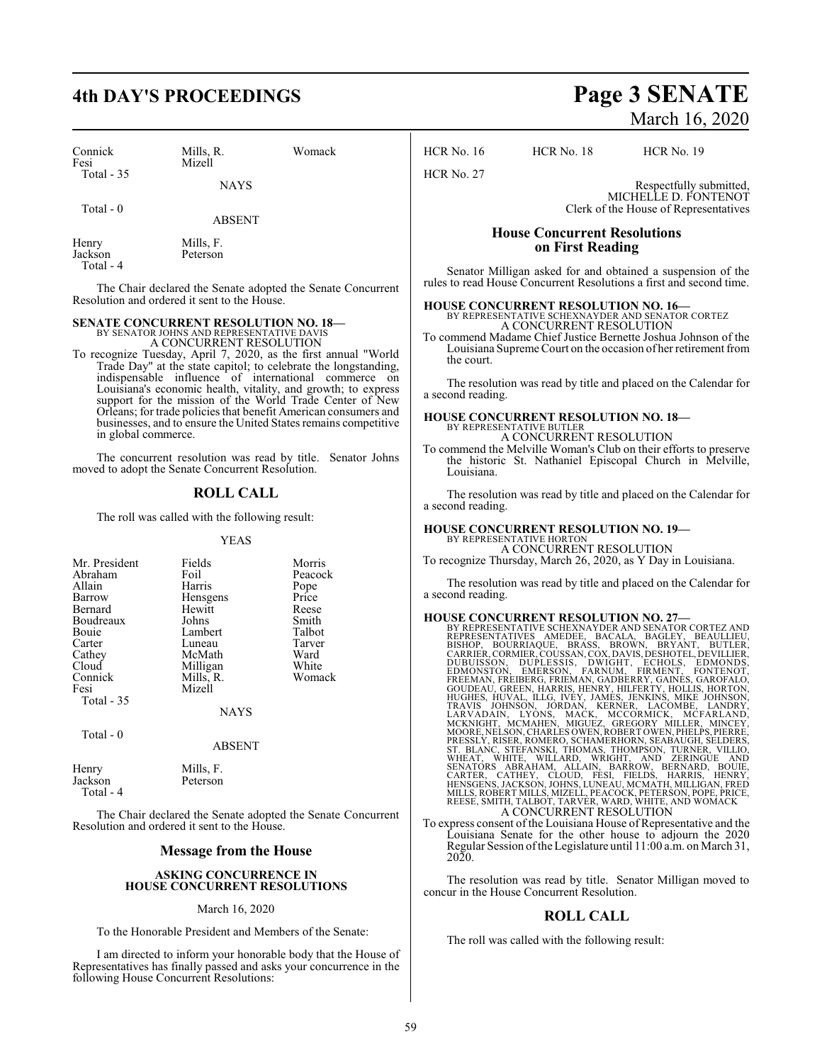| | | |
|---|---|---|
| Connick | Mills, R. | Womack |
| Fesi | Mizell | |
| Total - 35 | | |

NAYS

Total - 0

ABSENT

| | |
|---|---|
| Henry | Mills, F. |
| Jackson | Peterson |
| Total - 4 | |

The Chair declared the Senate adopted the Senate Concurrent Resolution and ordered it sent to the House.

**SENATE CONCURRENT RESOLUTION NO. 18—**
BY SENATOR JOHNS AND REPRESENTATIVE DAVIS
A CONCURRENT RESOLUTION

To recognize Tuesday, April 7, 2020, as the first annual "World Trade Day" at the state capitol; to celebrate the longstanding, indispensable influence of international commerce on Louisiana's economic health, vitality, and growth; to express support for the mission of the World Trade Center of New Orleans; for trade policies that benefit American consumers and businesses, and to ensure the United States remains competitive in global commerce.

The concurrent resolution was read by title. Senator Johns moved to adopt the Senate Concurrent Resolution.

## ROLL CALL

The roll was called with the following result:

YEAS

| | | |
|---|---|---|
| Mr. President | Fields | Morris |
| Abraham | Foil | Peacock |
| Allain | Harris | Pope |
| Barrow | Hensgens | Price |
| Bernard | Hewitt | Reese |
| Boudreaux | Johns | Smith |
| Bouie | Lambert | Talbot |
| Carter | Luneau | Tarver |
| Cathey | McMath | Ward |
| Cloud | Milligan | White |
| Connick | Mills, R. | Womack |
| Fesi | Mizell | |
| Total - 35 | | |

NAYS

Total - 0

ABSENT

| | |
|---|---|
| Henry | Mills, F. |
| Jackson | Peterson |
| Total - 4 | |

The Chair declared the Senate adopted the Senate Concurrent Resolution and ordered it sent to the House.

## Message from the House

### ASKING CONCURRENCE IN HOUSE CONCURRENT RESOLUTIONS

March 16, 2020

To the Honorable President and Members of the Senate:

I am directed to inform your honorable body that the House of Representatives has finally passed and asks your concurrence in the following House Concurrent Resolutions:

| | | |
|---|---|---|
| HCR No. 16 | HCR No. 18 | HCR No. 19 |
| HCR No. 27 | | |

Respectfully submitted,
MICHELLE D. FONTENOT
Clerk of the House of Representatives

## House Concurrent Resolutions on First Reading

Senator Milligan asked for and obtained a suspension of the rules to read House Concurrent Resolutions a first and second time.

**HOUSE CONCURRENT RESOLUTION NO. 16—**
BY REPRESENTATIVE SCHEXNAYDER AND SENATOR CORTEZ
A CONCURRENT RESOLUTION

To commend Madame Chief Justice Bernette Joshua Johnson of the Louisiana Supreme Court on the occasion of her retirement from the court.

The resolution was read by title and placed on the Calendar for a second reading.

**HOUSE CONCURRENT RESOLUTION NO. 18—**
BY REPRESENTATIVE BUTLER
A CONCURRENT RESOLUTION

To commend the Melville Woman's Club on their efforts to preserve the historic St. Nathaniel Episcopal Church in Melville, Louisiana.

The resolution was read by title and placed on the Calendar for a second reading.

**HOUSE CONCURRENT RESOLUTION NO. 19—**
BY REPRESENTATIVE HORTON
A CONCURRENT RESOLUTION

To recognize Thursday, March 26, 2020, as Y Day in Louisiana.

The resolution was read by title and placed on the Calendar for a second reading.

**HOUSE CONCURRENT RESOLUTION NO. 27—**
BY REPRESENTATIVE SCHEXNAYDER AND SENATOR CORTEZ AND REPRESENTATIVES AMEDEE, BACALA, BAGLEY, BEAULLIEU, BISHOP, BOURRIAQUE, BRASS, BROWN, BRYANT, BUTLER, CARRIER, CORMIER, COUSSAN, COX, DAVIS, DESHOTEL, DEVILLIER, DUBUISSON, DUPLESSIS, DWIGHT, ECHOLS, EDMONDS, EDMONSTON, EMERSON, FARNUM, FIRMENT, FONTENOT, FREEMAN, FREIBERG, FRIEMAN, GADBERRY, GAINES, GAROFALO, GOUDEAU, GREEN, HARRIS, HENRY, HILFERTY, HOLLIS, HORTON, HUGHES, HUVAL, ILLG, IVEY, JAMES, JENKINS, MIKE JOHNSON, TRAVIS JOHNSON, JORDAN, KERNER, LACOMBE, LANDRY, LARVADAIN, LYONS, MACK, MCCORMICK, MCFARLAND, MCKNIGHT, MCMAHEN, MIGUEZ, GREGORY MILLER, MINCEY, MOORE, NELSON, CHARLES OWEN, ROBERT OWEN, PHELPS, PIERRE, PRESSLY, RISER, ROMERO, SCHAMERHORN, SEABAUGH, SELDERS, ST. BLANC, STEFANSKI, THOMAS, THOMPSON, TURNER, VILLIO, WHEAT, WHITE, WILLARD, WRIGHT, AND ZERINGUE AND SENATORS ABRAHAM, ALLAIN, BARROW, BERNARD, BOUIE, CARTER, CATHEY, CLOUD, FESI, FIELDS, HARRIS, HENRY, HENSGENS, JACKSON, JOHNS, LUNEAU, MCMATH, MILLIGAN, FRED MILLS, ROBERT MILLS, MIZELL, PEACOCK, PETERSON, POPE, PRICE, REESE, SMITH, TALBOT, TARVER, WARD, WHITE, AND WOMACK
A CONCURRENT RESOLUTION

To express consent of the Louisiana House of Representative and the Louisiana Senate for the other house to adjourn the 2020 Regular Session of the Legislature until 11:00 a.m. on March 31, 2020.

The resolution was read by title. Senator Milligan moved to concur in the House Concurrent Resolution.

## ROLL CALL

The roll was called with the following result: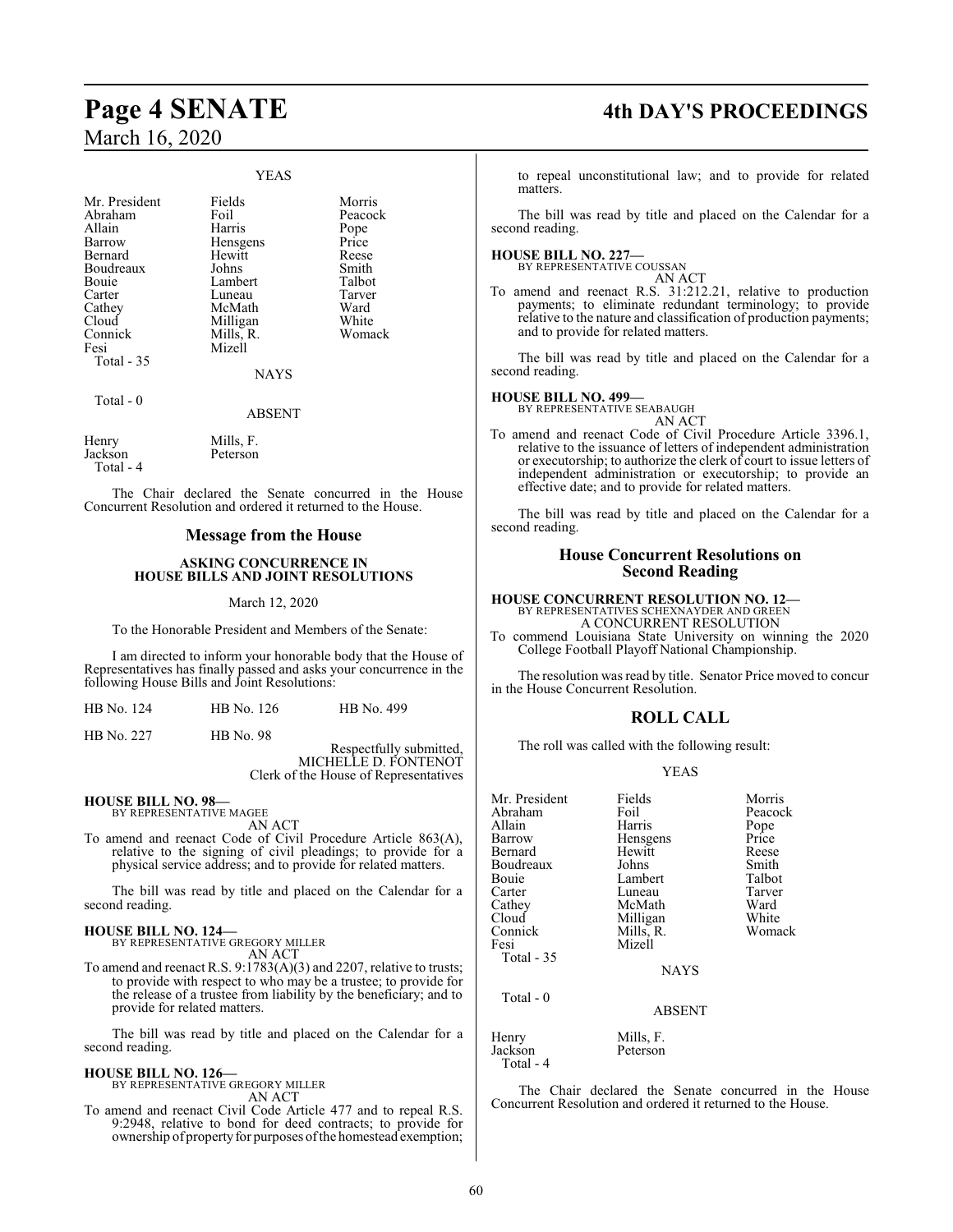### YEAS

| | | |
|---|---|---|
| Mr. President | Fields | Morris |
| Abraham | Foil | Peacock |
| Allain | Harris | Pope |
| Barrow | Hensgens | Price |
| Bernard | Hewitt | Reese |
| Boudreaux | Johns | Smith |
| Bouie | Lambert | Talbot |
| Carter | Luneau | Tarver |
| Cathey | McMath | Ward |
| Cloud | Milligan | White |
| Connick | Mills, R. | Womack |
| Fesi | Mizell | |

Total - 35

### NAYS

Total - 0

### ABSENT

| | |
|---|---|
| Henry | Mills, F. |
| Jackson | Peterson |

Total - 4

The Chair declared the Senate concurred in the House Concurrent Resolution and ordered it returned to the House.

## Message from the House

### ASKING CONCURRENCE IN HOUSE BILLS AND JOINT RESOLUTIONS

March 12, 2020

To the Honorable President and Members of the Senate:

I am directed to inform your honorable body that the House of Representatives has finally passed and asks your concurrence in the following House Bills and Joint Resolutions:

| | | |
|---|---|---|
| HB No. 124 | HB No. 126 | HB No. 499 |
| HB No. 227 | HB No. 98 | |

Respectfully submitted,
MICHELLE D. FONTENOT
Clerk of the House of Representatives

**HOUSE BILL NO. 98—**
BY REPRESENTATIVE MAGEE

AN ACT

To amend and reenact Code of Civil Procedure Article 863(A), relative to the signing of civil pleadings; to provide for a physical service address; and to provide for related matters.

The bill was read by title and placed on the Calendar for a second reading.

**HOUSE BILL NO. 124—**
BY REPRESENTATIVE GREGORY MILLER

AN ACT

To amend and reenact R.S. 9:1783(A)(3) and 2207, relative to trusts; to provide with respect to who may be a trustee; to provide for the release of a trustee from liability by the beneficiary; and to provide for related matters.

The bill was read by title and placed on the Calendar for a second reading.

**HOUSE BILL NO. 126—**
BY REPRESENTATIVE GREGORY MILLER

AN ACT

To amend and reenact Civil Code Article 477 and to repeal R.S. 9:2948, relative to bond for deed contracts; to provide for ownership of property for purposes of the homestead exemption; to repeal unconstitutional law; and to provide for related matters.

The bill was read by title and placed on the Calendar for a second reading.

**HOUSE BILL NO. 227—**
BY REPRESENTATIVE COUSSAN

AN ACT

To amend and reenact R.S. 31:212.21, relative to production payments; to eliminate redundant terminology; to provide relative to the nature and classification of production payments; and to provide for related matters.

The bill was read by title and placed on the Calendar for a second reading.

**HOUSE BILL NO. 499—**
BY REPRESENTATIVE SEABAUGH

AN ACT

To amend and reenact Code of Civil Procedure Article 3396.1, relative to the issuance of letters of independent administration or executorship; to authorize the clerk of court to issue letters of independent administration or executorship; to provide an effective date; and to provide for related matters.

The bill was read by title and placed on the Calendar for a second reading.

## House Concurrent Resolutions on Second Reading

**HOUSE CONCURRENT RESOLUTION NO. 12—**
BY REPRESENTATIVES SCHEXNAYDER AND GREEN

A CONCURRENT RESOLUTION

To commend Louisiana State University on winning the 2020 College Football Playoff National Championship.

The resolution was read by title. Senator Price moved to concur in the House Concurrent Resolution.

## ROLL CALL

The roll was called with the following result:

### YEAS

| | | |
|---|---|---|
| Mr. President | Fields | Morris |
| Abraham | Foil | Peacock |
| Allain | Harris | Pope |
| Barrow | Hensgens | Price |
| Bernard | Hewitt | Reese |
| Boudreaux | Johns | Smith |
| Bouie | Lambert | Talbot |
| Carter | Luneau | Tarver |
| Cathey | McMath | Ward |
| Cloud | Milligan | White |
| Connick | Mills, R. | Womack |
| Fesi | Mizell | |

Total - 35

### NAYS

Total - 0

### ABSENT

| | |
|---|---|
| Henry | Mills, F. |
| Jackson | Peterson |

Total - 4

The Chair declared the Senate concurred in the House Concurrent Resolution and ordered it returned to the House.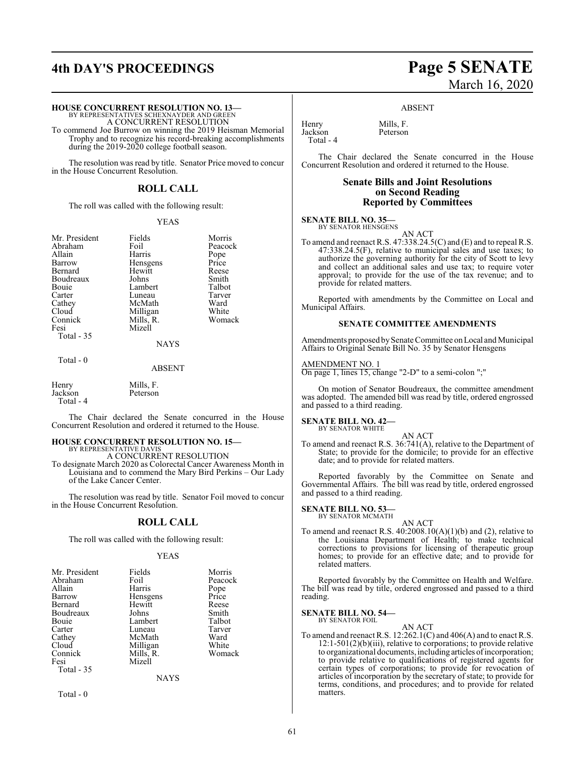**HOUSE CONCURRENT RESOLUTION NO. 13—**
BY REPRESENTATIVES SCHEXNAYDER AND GREEN
A CONCURRENT RESOLUTION

To commend Joe Burrow on winning the 2019 Heisman Memorial Trophy and to recognize his record-breaking accomplishments during the 2019-2020 college football season.

The resolution was read by title. Senator Price moved to concur in the House Concurrent Resolution.

## ROLL CALL

The roll was called with the following result:

YEAS

| | | |
|---|---|---|
| Mr. President | Fields | Morris |
| Abraham | Foil | Peacock |
| Allain | Harris | Pope |
| Barrow | Hensgens | Price |
| Bernard | Hewitt | Reese |
| Boudreaux | Johns | Smith |
| Bouie | Lambert | Talbot |
| Carter | Luneau | Tarver |
| Cathey | McMath | Ward |
| Cloud | Milligan | White |
| Connick | Mills, R. | Womack |
| Fesi | Mizell | |

Total - 35

NAYS

Total - 0

ABSENT

| | |
|---|---|
| Henry | Mills, F. |
| Jackson | Peterson |

Total - 4

The Chair declared the Senate concurred in the House Concurrent Resolution and ordered it returned to the House.

**HOUSE CONCURRENT RESOLUTION NO. 15—**
BY REPRESENTATIVE DAVIS
A CONCURRENT RESOLUTION

To designate March 2020 as Colorectal Cancer Awareness Month in Louisiana and to commend the Mary Bird Perkins – Our Lady of the Lake Cancer Center.

The resolution was read by title. Senator Foil moved to concur in the House Concurrent Resolution.

## ROLL CALL

The roll was called with the following result:

YEAS

| | | |
|---|---|---|
| Mr. President | Fields | Morris |
| Abraham | Foil | Peacock |
| Allain | Harris | Pope |
| Barrow | Hensgens | Price |
| Bernard | Hewitt | Reese |
| Boudreaux | Johns | Smith |
| Bouie | Lambert | Talbot |
| Carter | Luneau | Tarver |
| Cathey | McMath | Ward |
| Cloud | Milligan | White |
| Connick | Mills, R. | Womack |
| Fesi | Mizell | |

Total - 35

NAYS

Total - 0

ABSENT

| | |
|---|---|
| Henry | Mills, F. |
| Jackson | Peterson |

Total - 4

The Chair declared the Senate concurred in the House Concurrent Resolution and ordered it returned to the House.

## Senate Bills and Joint Resolutions on Second Reading Reported by Committees

**SENATE BILL NO. 35—**
BY SENATOR HENSGENS
AN ACT

To amend and reenact R.S. 47:338.24.5(C) and (E) and to repeal R.S. 47:338.24.5(F), relative to municipal sales and use taxes; to authorize the governing authority for the city of Scott to levy and collect an additional sales and use tax; to require voter approval; to provide for the use of the tax revenue; and to provide for related matters.

Reported with amendments by the Committee on Local and Municipal Affairs.

### SENATE COMMITTEE AMENDMENTS

Amendments proposed by Senate Committee on Local and Municipal Affairs to Original Senate Bill No. 35 by Senator Hensgens

AMENDMENT NO. 1
On page 1, lines 15, change "2-D" to a semi-colon ";"

On motion of Senator Boudreaux, the committee amendment was adopted. The amended bill was read by title, ordered engrossed and passed to a third reading.

**SENATE BILL NO. 42—**
BY SENATOR WHITE
AN ACT

To amend and reenact R.S. 36:741(A), relative to the Department of State; to provide for the domicile; to provide for an effective date; and to provide for related matters.

Reported favorably by the Committee on Senate and Governmental Affairs. The bill was read by title, ordered engrossed and passed to a third reading.

**SENATE BILL NO. 53—**
BY SENATOR MCMATH
AN ACT

To amend and reenact R.S. 40:2008.10(A)(1)(b) and (2), relative to the Louisiana Department of Health; to make technical corrections to provisions for licensing of therapeutic group homes; to provide for an effective date; and to provide for related matters.

Reported favorably by the Committee on Health and Welfare. The bill was read by title, ordered engrossed and passed to a third reading.

**SENATE BILL NO. 54—**
BY SENATOR FOIL
AN ACT

To amend and reenact R.S. 12:262.1(C) and 406(A) and to enact R.S. 12:1-501(2)(b)(iii), relative to corporations; to provide relative to organizational documents, including articles of incorporation; to provide relative to qualifications of registered agents for certain types of corporations; to provide for revocation of articles of incorporation by the secretary of state; to provide for terms, conditions, and procedures; and to provide for related matters.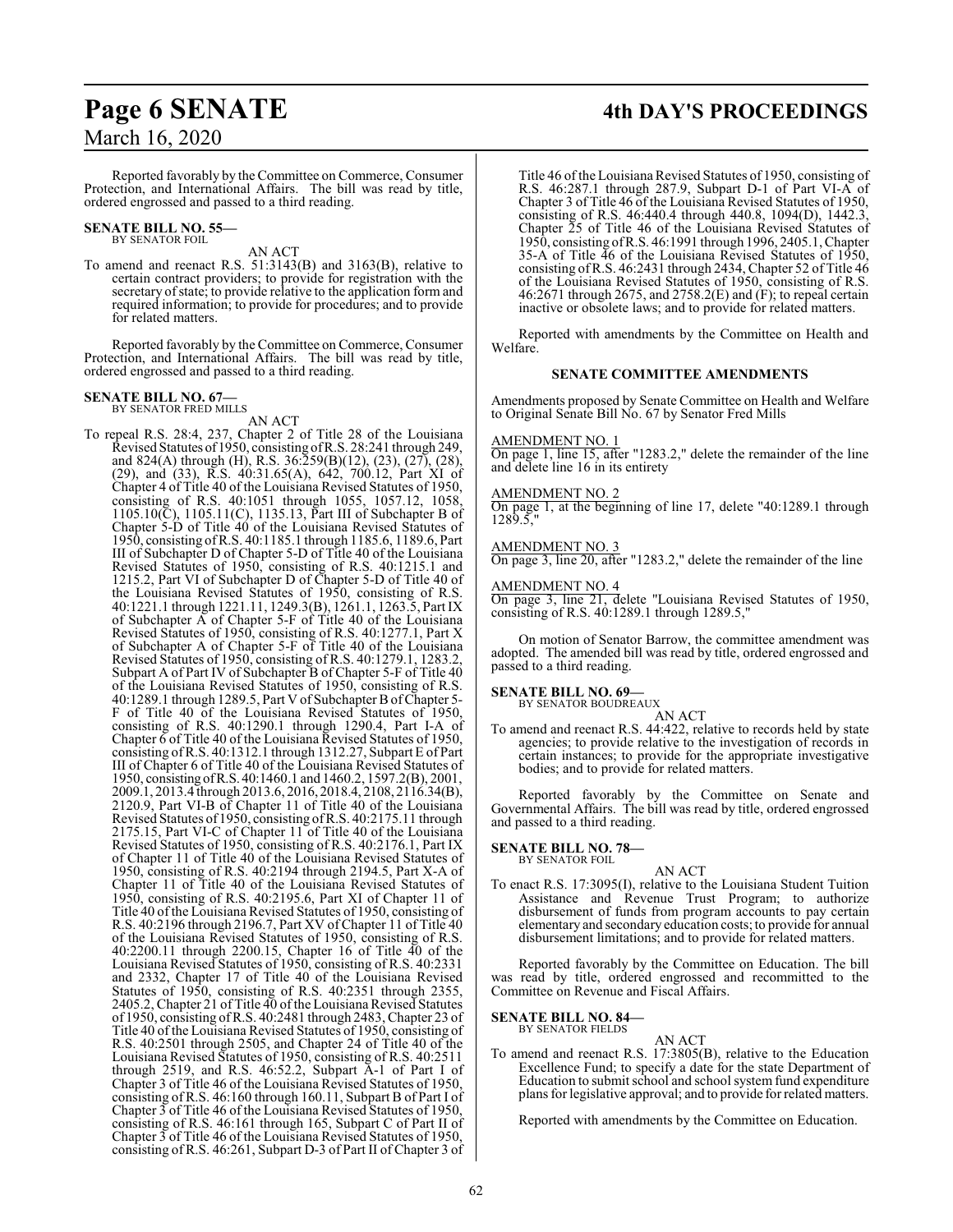Reported favorably by the Committee on Commerce, Consumer Protection, and International Affairs. The bill was read by title, ordered engrossed and passed to a third reading.

**SENATE BILL NO. 55—**
BY SENATOR FOIL

AN ACT

To amend and reenact R.S. 51:3143(B) and 3163(B), relative to certain contract providers; to provide for registration with the secretary of state; to provide relative to the application form and required information; to provide for procedures; and to provide for related matters.

Reported favorably by the Committee on Commerce, Consumer Protection, and International Affairs. The bill was read by title, ordered engrossed and passed to a third reading.

**SENATE BILL NO. 67—**
BY SENATOR FRED MILLS

AN ACT

To repeal R.S. 28:4, 237, Chapter 2 of Title 28 of the Louisiana Revised Statutes of 1950, consisting of R.S. 28:241 through 249, and 824(A) through (H), R.S. 36:259(B)(12), (23), (27), (28), (29), and (33), R.S. 40:31.65(A), 642, 700.12, Part XI of Chapter 4 of Title 40 of the Louisiana Revised Statutes of 1950, consisting of R.S. 40:1051 through 1055, 1057.12, 1058, 1105.10(C), 1105.11(C), 1135.13, Part III of Subchapter B of Chapter 5-D of Title 40 of the Louisiana Revised Statutes of 1950, consisting of R.S. 40:1185.1 through 1185.6, 1189.6, Part III of Subchapter D of Chapter 5-D of Title 40 of the Louisiana Revised Statutes of 1950, consisting of R.S. 40:1215.1 and 1215.2, Part VI of Subchapter D of Chapter 5-D of Title 40 of the Louisiana Revised Statutes of 1950, consisting of R.S. 40:1221.1 through 1221.11, 1249.3(B), 1261.1, 1263.5, Part IX of Subchapter A of Chapter 5-F of Title 40 of the Louisiana Revised Statutes of 1950, consisting of R.S. 40:1277.1, Part X of Subchapter A of Chapter 5-F of Title 40 of the Louisiana Revised Statutes of 1950, consisting of R.S. 40:1279.1, 1283.2, Subpart A of Part IV of Subchapter B of Chapter 5-F of Title 40 of the Louisiana Revised Statutes of 1950, consisting of R.S. 40:1289.1 through 1289.5, Part V of Subchapter B of Chapter 5-F of Title 40 of the Louisiana Revised Statutes of 1950, consisting of R.S. 40:1290.1 through 1290.4, Part I-A of Chapter 6 of Title 40 of the Louisiana Revised Statutes of 1950, consisting of R.S. 40:1312.1 through 1312.27, Subpart E of Part III of Chapter 6 of Title 40 of the Louisiana Revised Statutes of 1950, consisting of R.S. 40:1460.1 and 1460.2, 1597.2(B), 2001, 2009.1, 2013.4 through 2013.6, 2016, 2018.4, 2108, 2116.34(B), 2120.9, Part VI-B of Chapter 11 of Title 40 of the Louisiana Revised Statutes of 1950, consisting of R.S. 40:2175.11 through 2175.15, Part VI-C of Chapter 11 of Title 40 of the Louisiana Revised Statutes of 1950, consisting of R.S. 40:2176.1, Part IX of Chapter 11 of Title 40 of the Louisiana Revised Statutes of 1950, consisting of R.S. 40:2194 through 2194.5, Part X-A of Chapter 11 of Title 40 of the Louisiana Revised Statutes of 1950, consisting of R.S. 40:2195.6, Part XI of Chapter 11 of Title 40 of the Louisiana Revised Statutes of 1950, consisting of R.S. 40:2196 through 2196.7, Part XV of Chapter 11 of Title 40 of the Louisiana Revised Statutes of 1950, consisting of R.S. 40:2200.11 through 2200.15, Chapter 16 of Title 40 of the Louisiana Revised Statutes of 1950, consisting of R.S. 40:2331 and 2332, Chapter 17 of Title 40 of the Louisiana Revised Statutes of 1950, consisting of R.S. 40:2351 through 2355, 2405.2, Chapter 21 of Title 40 of the Louisiana Revised Statutes of 1950, consisting of R.S. 40:2481 through 2483, Chapter 23 of Title 40 of the Louisiana Revised Statutes of 1950, consisting of R.S. 40:2501 through 2505, and Chapter 24 of Title 40 of the Louisiana Revised Statutes of 1950, consisting of R.S. 40:2511 through 2519, and R.S. 46:52.2, Subpart A-1 of Part I of Chapter 3 of Title 46 of the Louisiana Revised Statutes of 1950, consisting of R.S. 46:160 through 160.11, Subpart B of Part I of Chapter 3 of Title 46 of the Louisiana Revised Statutes of 1950, consisting of R.S. 46:161 through 165, Subpart C of Part II of Chapter 3 of Title 46 of the Louisiana Revised Statutes of 1950, consisting of R.S. 46:261, Subpart D-3 of Part II of Chapter 3 of Title 46 of the Louisiana Revised Statutes of 1950, consisting of R.S. 46:287.1 through 287.9, Subpart D-1 of Part VI-A of Chapter 3 of Title 46 of the Louisiana Revised Statutes of 1950, consisting of R.S. 46:440.4 through 440.8, 1094(D), 1442.3, Chapter 25 of Title 46 of the Louisiana Revised Statutes of 1950, consisting of R.S. 46:1991 through 1996, 2405.1, Chapter 35-A of Title 46 of the Louisiana Revised Statutes of 1950, consisting of R.S. 46:2431 through 2434, Chapter 52 of Title 46 of the Louisiana Revised Statutes of 1950, consisting of R.S. 46:2671 through 2675, and 2758.2(E) and (F); to repeal certain inactive or obsolete laws; and to provide for related matters.

Reported with amendments by the Committee on Health and Welfare.

**SENATE COMMITTEE AMENDMENTS**

Amendments proposed by Senate Committee on Health and Welfare to Original Senate Bill No. 67 by Senator Fred Mills

AMENDMENT NO. 1
On page 1, line 15, after "1283.2," delete the remainder of the line and delete line 16 in its entirety

AMENDMENT NO. 2
On page 1, at the beginning of line 17, delete "40:1289.1 through 1289.5,"

AMENDMENT NO. 3
On page 3, line 20, after "1283.2," delete the remainder of the line

AMENDMENT NO. 4
On page 3, line 21, delete "Louisiana Revised Statutes of 1950, consisting of R.S. 40:1289.1 through 1289.5,"

On motion of Senator Barrow, the committee amendment was adopted. The amended bill was read by title, ordered engrossed and passed to a third reading.

**SENATE BILL NO. 69—**
BY SENATOR BOUDREAUX

AN ACT

To amend and reenact R.S. 44:422, relative to records held by state agencies; to provide relative to the investigation of records in certain instances; to provide for the appropriate investigative bodies; and to provide for related matters.

Reported favorably by the Committee on Senate and Governmental Affairs. The bill was read by title, ordered engrossed and passed to a third reading.

**SENATE BILL NO. 78—**
BY SENATOR FOIL

AN ACT

To enact R.S. 17:3095(I), relative to the Louisiana Student Tuition Assistance and Revenue Trust Program; to authorize disbursement of funds from program accounts to pay certain elementary and secondary education costs; to provide for annual disbursement limitations; and to provide for related matters.

Reported favorably by the Committee on Education. The bill was read by title, ordered engrossed and recommitted to the Committee on Revenue and Fiscal Affairs.

**SENATE BILL NO. 84—**
BY SENATOR FIELDS

AN ACT

To amend and reenact R.S. 17:3805(B), relative to the Education Excellence Fund; to specify a date for the state Department of Education to submit school and school system fund expenditure plans for legislative approval; and to provide for related matters.

Reported with amendments by the Committee on Education.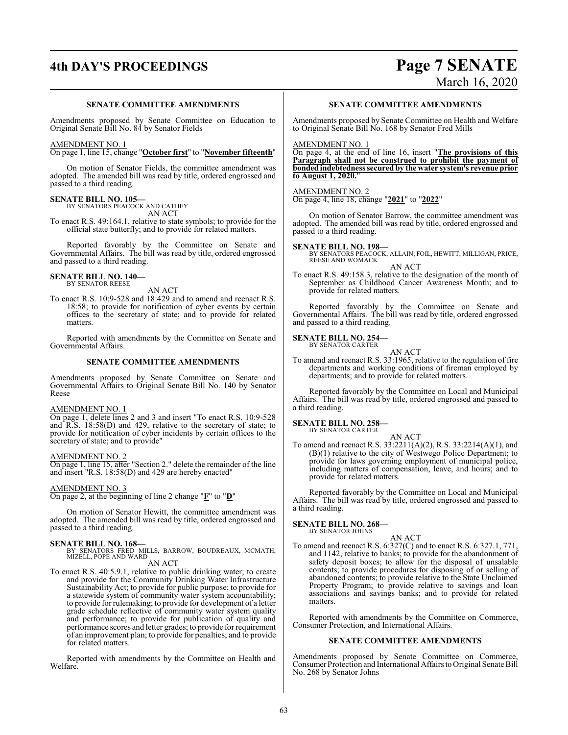**SENATE COMMITTEE AMENDMENTS**

Amendments proposed by Senate Committee on Education to Original Senate Bill No. 84 by Senator Fields

AMENDMENT NO. 1

On page 1, line 15, change "**October first**" to "**November fifteenth**"

On motion of Senator Fields, the committee amendment was adopted. The amended bill was read by title, ordered engrossed and passed to a third reading.

**SENATE BILL NO. 105—**
BY SENATORS PEACOCK AND CATHEY

AN ACT

To enact R.S. 49:164.1, relative to state symbols; to provide for the official state butterfly; and to provide for related matters.

Reported favorably by the Committee on Senate and Governmental Affairs. The bill was read by title, ordered engrossed and passed to a third reading.

**SENATE BILL NO. 140—**
BY SENATOR REESE

AN ACT

To enact R.S. 10:9-528 and 18:429 and to amend and reenact R.S. 18:58; to provide for notification of cyber events by certain offices to the secretary of state; and to provide for related matters.

Reported with amendments by the Committee on Senate and Governmental Affairs.

**SENATE COMMITTEE AMENDMENTS**

Amendments proposed by Senate Committee on Senate and Governmental Affairs to Original Senate Bill No. 140 by Senator Reese

AMENDMENT NO. 1

On page 1, delete lines 2 and 3 and insert "To enact R.S. 10:9-528 and R.S. 18:58(D) and 429, relative to the secretary of state; to provide for notification of cyber incidents by certain offices to the secretary of state; and to provide"

AMENDMENT NO. 2

On page 1, line 15, after "Section 2." delete the remainder of the line and insert "R.S. 18:58(D) and 429 are hereby enacted"

AMENDMENT NO. 3

On page 2, at the beginning of line 2 change "**F**" to "**D**"

On motion of Senator Hewitt, the committee amendment was adopted. The amended bill was read by title, ordered engrossed and passed to a third reading.

**SENATE BILL NO. 168—**
BY SENATORS FRED MILLS, BARROW, BOUDREAUX, MCMATH, MIZELL, POPE AND WARD

AN ACT

To enact R.S. 40:5.9.1, relative to public drinking water; to create and provide for the Community Drinking Water Infrastructure Sustainability Act; to provide for public purpose; to provide for a statewide system of community water system accountability; to provide for rulemaking; to provide for development of a letter grade schedule reflective of community water system quality and performance; to provide for publication of quality and performance scores and letter grades; to provide for requirement of an improvement plan; to provide for penalties; and to provide for related matters.

Reported with amendments by the Committee on Health and Welfare.

**SENATE COMMITTEE AMENDMENTS**

Amendments proposed by Senate Committee on Health and Welfare to Original Senate Bill No. 168 by Senator Fred Mills

AMENDMENT NO. 1

On page 4, at the end of line 16, insert "**The provisions of this Paragraph shall not be construed to prohibit the payment of bonded indebtedness secured by the water system's revenue prior to August 1, 2020.**"

AMENDMENT NO. 2

On page 4, line 18, change "**2021**" to "**2022**"

On motion of Senator Barrow, the committee amendment was adopted. The amended bill was read by title, ordered engrossed and passed to a third reading.

**SENATE BILL NO. 198—**
BY SENATORS PEACOCK, ALLAIN, FOIL, HEWITT, MILLIGAN, PRICE, REESE AND WOMACK

AN ACT

To enact R.S. 49:158.3, relative to the designation of the month of September as Childhood Cancer Awareness Month; and to provide for related matters.

Reported favorably by the Committee on Senate and Governmental Affairs. The bill was read by title, ordered engrossed and passed to a third reading.

**SENATE BILL NO. 254—**
BY SENATOR CARTER

AN ACT

To amend and reenact R.S. 33:1965, relative to the regulation of fire departments and working conditions of fireman employed by departments; and to provide for related matters.

Reported favorably by the Committee on Local and Municipal Affairs. The bill was read by title, ordered engrossed and passed to a third reading.

**SENATE BILL NO. 258—**
BY SENATOR CARTER

AN ACT

To amend and reenact R.S. 33:2211(A)(2), R.S. 33:2214(A)(1), and (B)(1) relative to the city of Westwego Police Department; to provide for laws governing employment of municipal police, including matters of compensation, leave, and hours; and to provide for related matters.

Reported favorably by the Committee on Local and Municipal Affairs. The bill was read by title, ordered engrossed and passed to a third reading.

**SENATE BILL NO. 268—**
BY SENATOR JOHNS

AN ACT

To amend and reenact R.S. 6:327(C) and to enact R.S. 6:327.1, 771, and 1142, relative to banks; to provide for the abandonment of safety deposit boxes; to allow for the disposal of unsalable contents; to provide procedures for disposing of or selling of abandoned contents; to provide relative to the State Unclaimed Property Program; to provide relative to savings and loan associations and savings banks; and to provide for related matters.

Reported with amendments by the Committee on Commerce, Consumer Protection, and International Affairs.

**SENATE COMMITTEE AMENDMENTS**

Amendments proposed by Senate Committee on Commerce, Consumer Protection and International Affairs to Original Senate Bill No. 268 by Senator Johns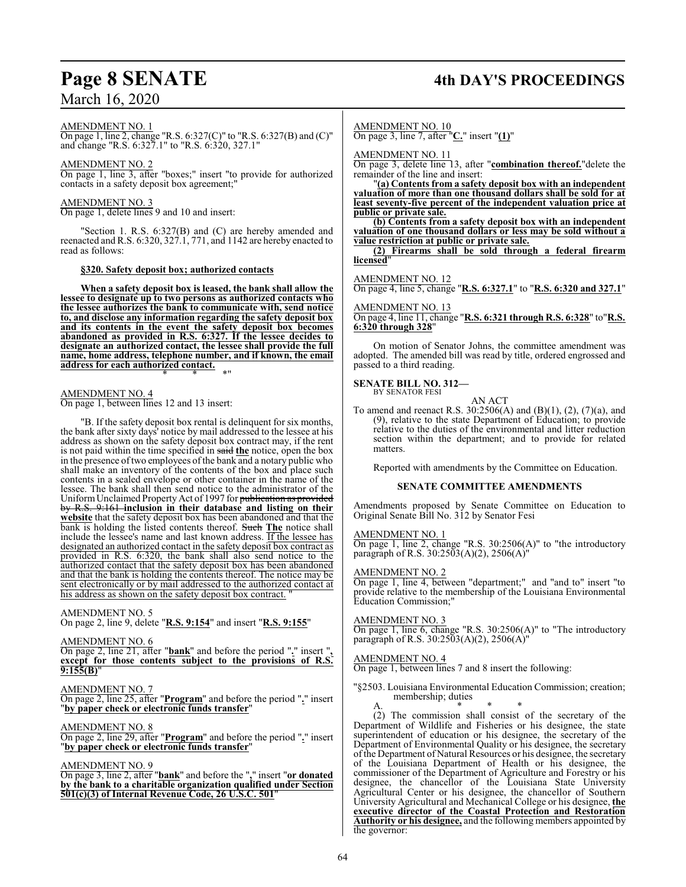AMENDMENT NO. 1

On page 1, line 2, change "R.S. 6:327(C)" to "R.S. 6:327(B) and (C)" and change "R.S. 6:327.1" to "R.S. 6:320, 327.1"

AMENDMENT NO. 2

On page 1, line 3, after "boxes;" insert "to provide for authorized contacts in a safety deposit box agreement;"

AMENDMENT NO. 3

On page 1, delete lines 9 and 10 and insert:

"Section 1. R.S. 6:327(B) and (C) are hereby amended and reenacted and R.S. 6:320, 327.1, 771, and 1142 are hereby enacted to read as follows:

**§320. Safety deposit box; authorized contacts**

**When a safety deposit box is leased, the bank shall allow the lessee to designate up to two persons as authorized contacts who the lessee authorizes the bank to communicate with, send notice to, and disclose any information regarding the safety deposit box and its contents in the event the safety deposit box becomes abandoned as provided in R.S. 6:327. If the lessee decides to designate an authorized contact, the lessee shall provide the full name, home address, telephone number, and if known, the email address for each authorized contact.**

\* \* \*"

AMENDMENT NO. 4

On page 1, between lines 12 and 13 insert:

"B. If the safety deposit box rental is delinquent for six months, the bank after sixty days' notice by mail addressed to the lessee at his address as shown on the safety deposit box contract may, if the rent is not paid within the time specified in ~~said~~ **the** notice, open the box in the presence of two employees of the bank and a notary public who shall make an inventory of the contents of the box and place such contents in a sealed envelope or other container in the name of the lessee. The bank shall then send notice to the administrator of the Uniform Unclaimed Property Act of 1997 for ~~publication as provided by R.S. 9:161~~ **inclusion in their database and listing on their website** that the safety deposit box has been abandoned and that the bank is holding the listed contents thereof. ~~Such~~ **The** notice shall include the lessee's name and last known address. If the lessee has designated an authorized contact in the safety deposit box contract as provided in R.S. 6:320, the bank shall also send notice to the authorized contact that the safety deposit box has been abandoned and that the bank is holding the contents thereof. The notice may be sent electronically or by mail addressed to the authorized contact at his address as shown on the safety deposit box contract. "

AMENDMENT NO. 5

On page 2, line 9, delete "**R.S. 9:154**" and insert "**R.S. 9:155**"

AMENDMENT NO. 6

On page 2, line 21, after "**bank**" and before the period "**.**" insert "**, except for those contents subject to the provisions of R.S. 9:155(B)**"

AMENDMENT NO. 7

On page 2, line 25, after "**Program**" and before the period "**.**" insert "**by paper check or electronic funds transfer**"

AMENDMENT NO. 8

On page 2, line 29, after "**Program**" and before the period "**.**" insert "**by paper check or electronic funds transfer**"

AMENDMENT NO. 9

On page 3, line 2, after "**bank**" and before the "**,**" insert "**or donated by the bank to a charitable organization qualified under Section 501(c)(3) of Internal Revenue Code, 26 U.S.C. 501**"

AMENDMENT NO. 10

On page 3, line 7, after "**C.**" insert "**(1)**"

AMENDMENT NO. 11

On page 3, delete line 13, after "**combination thereof.**"delete the remainder of the line and insert:

"**(a) Contents from a safety deposit box with an independent valuation of more than one thousand dollars shall be sold for at least seventy-five percent of the independent valuation price at public or private sale.**

**(b) Contents from a safety deposit box with an independent valuation of one thousand dollars or less may be sold without a value restriction at public or private sale.**

**(2) Firearms shall be sold through a federal firearm licensed**"

AMENDMENT NO. 12

On page 4, line 5, change "**R.S. 6:327.1**" to "**R.S. 6:320 and 327.1**"

AMENDMENT NO. 13

On page 4, line 11, change "**R.S. 6:321 through R.S. 6:328**" to"**R.S. 6:320 through 328**"

On motion of Senator Johns, the committee amendment was adopted. The amended bill was read by title, ordered engrossed and passed to a third reading.

**SENATE BILL NO. 312—**
BY SENATOR FESI

AN ACT

To amend and reenact R.S. 30:2506(A) and (B)(1), (2), (7)(a), and (9), relative to the state Department of Education; to provide relative to the duties of the environmental and litter reduction section within the department; and to provide for related matters.

Reported with amendments by the Committee on Education.

**SENATE COMMITTEE AMENDMENTS**

Amendments proposed by Senate Committee on Education to Original Senate Bill No. 312 by Senator Fesi

AMENDMENT NO. 1

On page 1, line 2, change "R.S. 30:2506(A)" to "the introductory paragraph of R.S. 30:2503(A)(2), 2506(A)"

AMENDMENT NO. 2

On page 1, line 4, between "department;" and "and to" insert "to provide relative to the membership of the Louisiana Environmental Education Commission;"

AMENDMENT NO. 3

On page 1, line 6, change "R.S. 30:2506(A)" to "The introductory paragraph of R.S. 30:2503(A)(2), 2506(A)"

AMENDMENT NO. 4

On page 1, between lines 7 and 8 insert the following:

"§2503. Louisiana Environmental Education Commission; creation; membership; duties

A. \* \* \*

(2) The commission shall consist of the secretary of the Department of Wildlife and Fisheries or his designee, the state superintendent of education or his designee, the secretary of the Department of Environmental Quality or his designee, the secretary of the Department of Natural Resources or his designee, the secretary of the Louisiana Department of Health or his designee, the commissioner of the Department of Agriculture and Forestry or his designee, the chancellor of the Louisiana State University Agricultural Center or his designee, the chancellor of Southern University Agricultural and Mechanical College or his designee, **the executive director of the Coastal Protection and Restoration Authority or his designee,** and the following members appointed by the governor: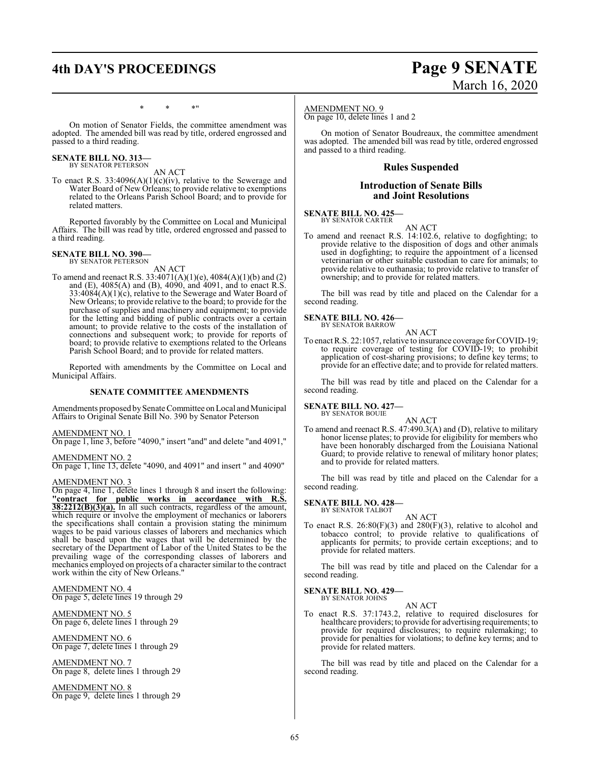\*       \*       \*"

On motion of Senator Fields, the committee amendment was adopted. The amended bill was read by title, ordered engrossed and passed to a third reading.

**SENATE BILL NO. 313—**
BY SENATOR PETERSON

AN ACT

To enact R.S. 33:4096(A)(1)(c)(iv), relative to the Sewerage and Water Board of New Orleans; to provide relative to exemptions related to the Orleans Parish School Board; and to provide for related matters.

Reported favorably by the Committee on Local and Municipal Affairs. The bill was read by title, ordered engrossed and passed to a third reading.

**SENATE BILL NO. 390—**
BY SENATOR PETERSON

AN ACT

To amend and reenact R.S. 33:4071(A)(1)(e), 4084(A)(1)(b) and (2) and (E), 4085(A) and (B), 4090, and 4091, and to enact R.S. 33:4084(A)(1)(c), relative to the Sewerage and Water Board of New Orleans; to provide relative to the board; to provide for the purchase of supplies and machinery and equipment; to provide for the letting and bidding of public contracts over a certain amount; to provide relative to the costs of the installation of connections and subsequent work; to provide for reports of board; to provide relative to exemptions related to the Orleans Parish School Board; and to provide for related matters.

Reported with amendments by the Committee on Local and Municipal Affairs.

**SENATE COMMITTEE AMENDMENTS**

Amendments proposed by Senate Committee on Local and Municipal Affairs to Original Senate Bill No. 390 by Senator Peterson

AMENDMENT NO. 1
On page 1, line 3, before "4090," insert "and" and delete "and 4091,"

AMENDMENT NO. 2
On page 1, line 13, delete "4090, and 4091" and insert " and 4090"

AMENDMENT NO. 3
On page 4, line 1, delete lines 1 through 8 and insert the following: **"contract for public works in accordance with R.S. 38:2212(B)(3)(a).** In all such contracts, regardless of the amount, which require or involve the employment of mechanics or laborers the specifications shall contain a provision stating the minimum wages to be paid various classes of laborers and mechanics which shall be based upon the wages that will be determined by the secretary of the Department of Labor of the United States to be the prevailing wage of the corresponding classes of laborers and mechanics employed on projects of a character similar to the contract work within the city of New Orleans."

AMENDMENT NO. 4
On page 5, delete lines 19 through 29

AMENDMENT NO. 5
On page 6, delete lines 1 through 29

AMENDMENT NO. 6
On page 7, delete lines 1 through 29

AMENDMENT NO. 7
On page 8, delete lines 1 through 29

AMENDMENT NO. 8
On page 9, delete lines 1 through 29

AMENDMENT NO. 9
On page 10, delete lines 1 and 2

On motion of Senator Boudreaux, the committee amendment was adopted. The amended bill was read by title, ordered engrossed and passed to a third reading.

## Rules Suspended

## Introduction of Senate Bills and Joint Resolutions

**SENATE BILL NO. 425—**
BY SENATOR CARTER

AN ACT

To amend and reenact R.S. 14:102.6, relative to dogfighting; to provide relative to the disposition of dogs and other animals used in dogfighting; to require the appointment of a licensed veterinarian or other suitable custodian to care for animals; to provide relative to euthanasia; to provide relative to transfer of ownership; and to provide for related matters.

The bill was read by title and placed on the Calendar for a second reading.

**SENATE BILL NO. 426—**
BY SENATOR BARROW

AN ACT

To enact R.S. 22:1057, relative to insurance coverage for COVID-19; to require coverage of testing for COVID-19; to prohibit application of cost-sharing provisions; to define key terms; to provide for an effective date; and to provide for related matters.

The bill was read by title and placed on the Calendar for a second reading.

**SENATE BILL NO. 427—**
BY SENATOR BOUIE

AN ACT

To amend and reenact R.S. 47:490.3(A) and (D), relative to military honor license plates; to provide for eligibility for members who have been honorably discharged from the Louisiana National Guard; to provide relative to renewal of military honor plates; and to provide for related matters.

The bill was read by title and placed on the Calendar for a second reading.

**SENATE BILL NO. 428—**
BY SENATOR TALBOT

AN ACT

To enact R.S. 26:80(F)(3) and 280(F)(3), relative to alcohol and tobacco control; to provide relative to qualifications of applicants for permits; to provide certain exceptions; and to provide for related matters.

The bill was read by title and placed on the Calendar for a second reading.

**SENATE BILL NO. 429—**
BY SENATOR JOHNS

AN ACT

To enact R.S. 37:1743.2, relative to required disclosures for healthcare providers; to provide for advertising requirements; to provide for required disclosures; to require rulemaking; to provide for penalties for violations; to define key terms; and to provide for related matters.

The bill was read by title and placed on the Calendar for a second reading.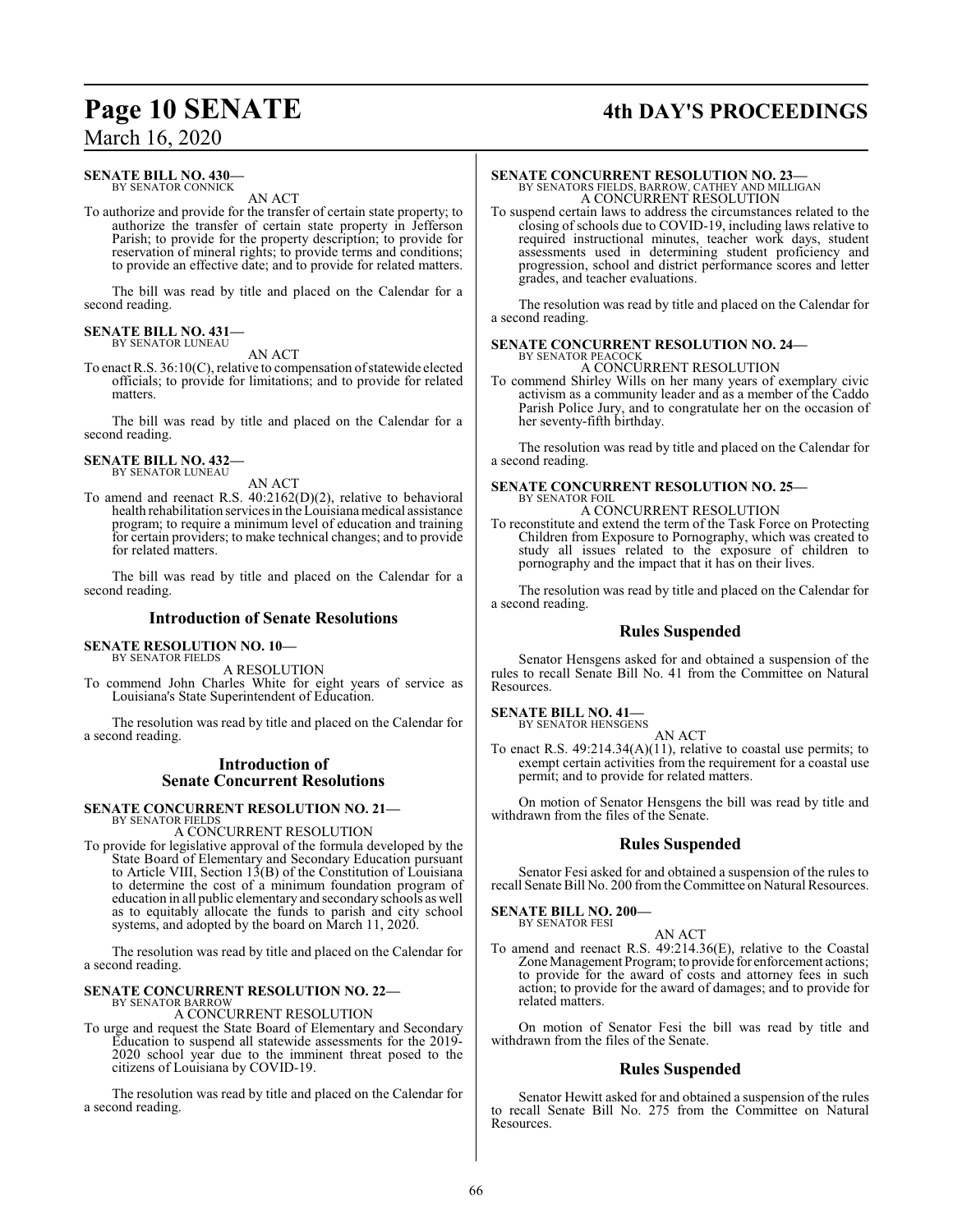**SENATE BILL NO. 430—**
BY SENATOR CONNICK

AN ACT

To authorize and provide for the transfer of certain state property; to authorize the transfer of certain state property in Jefferson Parish; to provide for the property description; to provide for reservation of mineral rights; to provide terms and conditions; to provide an effective date; and to provide for related matters.

The bill was read by title and placed on the Calendar for a second reading.

**SENATE BILL NO. 431—**
BY SENATOR LUNEAU

AN ACT

To enact R.S. 36:10(C), relative to compensation of statewide elected officials; to provide for limitations; and to provide for related matters.

The bill was read by title and placed on the Calendar for a second reading.

**SENATE BILL NO. 432—**
BY SENATOR LUNEAU

AN ACT

To amend and reenact R.S. 40:2162(D)(2), relative to behavioral health rehabilitation services in the Louisiana medical assistance program; to require a minimum level of education and training for certain providers; to make technical changes; and to provide for related matters.

The bill was read by title and placed on the Calendar for a second reading.

## Introduction of Senate Resolutions

**SENATE RESOLUTION NO. 10—**
BY SENATOR FIELDS

A RESOLUTION

To commend John Charles White for eight years of service as Louisiana's State Superintendent of Education.

The resolution was read by title and placed on the Calendar for a second reading.

## Introduction of Senate Concurrent Resolutions

**SENATE CONCURRENT RESOLUTION NO. 21—**
BY SENATOR FIELDS

A CONCURRENT RESOLUTION

To provide for legislative approval of the formula developed by the State Board of Elementary and Secondary Education pursuant to Article VIII, Section 13(B) of the Constitution of Louisiana to determine the cost of a minimum foundation program of education in all public elementary and secondary schools as well as to equitably allocate the funds to parish and city school systems, and adopted by the board on March 11, 2020.

The resolution was read by title and placed on the Calendar for a second reading.

**SENATE CONCURRENT RESOLUTION NO. 22—**
BY SENATOR BARROW

A CONCURRENT RESOLUTION

To urge and request the State Board of Elementary and Secondary Education to suspend all statewide assessments for the 2019-2020 school year due to the imminent threat posed to the citizens of Louisiana by COVID-19.

The resolution was read by title and placed on the Calendar for a second reading.

**SENATE CONCURRENT RESOLUTION NO. 23—**
BY SENATORS FIELDS, BARROW, CATHEY AND MILLIGAN

A CONCURRENT RESOLUTION

To suspend certain laws to address the circumstances related to the closing of schools due to COVID-19, including laws relative to required instructional minutes, teacher work days, student assessments used in determining student proficiency and progression, school and district performance scores and letter grades, and teacher evaluations.

The resolution was read by title and placed on the Calendar for a second reading.

**SENATE CONCURRENT RESOLUTION NO. 24—**
BY SENATOR PEACOCK

A CONCURRENT RESOLUTION

To commend Shirley Wills on her many years of exemplary civic activism as a community leader and as a member of the Caddo Parish Police Jury, and to congratulate her on the occasion of her seventy-fifth birthday.

The resolution was read by title and placed on the Calendar for a second reading.

**SENATE CONCURRENT RESOLUTION NO. 25—**
BY SENATOR FOIL

A CONCURRENT RESOLUTION

To reconstitute and extend the term of the Task Force on Protecting Children from Exposure to Pornography, which was created to study all issues related to the exposure of children to pornography and the impact that it has on their lives.

The resolution was read by title and placed on the Calendar for a second reading.

## Rules Suspended

Senator Hensgens asked for and obtained a suspension of the rules to recall Senate Bill No. 41 from the Committee on Natural Resources.

**SENATE BILL NO. 41—**
BY SENATOR HENSGENS

AN ACT

To enact R.S. 49:214.34(A)(11), relative to coastal use permits; to exempt certain activities from the requirement for a coastal use permit; and to provide for related matters.

On motion of Senator Hensgens the bill was read by title and withdrawn from the files of the Senate.

## Rules Suspended

Senator Fesi asked for and obtained a suspension of the rules to recall Senate Bill No. 200 from the Committee on Natural Resources.

**SENATE BILL NO. 200—**
BY SENATOR FESI

AN ACT

To amend and reenact R.S. 49:214.36(E), relative to the Coastal Zone Management Program; to provide for enforcement actions; to provide for the award of costs and attorney fees in such action; to provide for the award of damages; and to provide for related matters.

On motion of Senator Fesi the bill was read by title and withdrawn from the files of the Senate.

## Rules Suspended

Senator Hewitt asked for and obtained a suspension of the rules to recall Senate Bill No. 275 from the Committee on Natural Resources.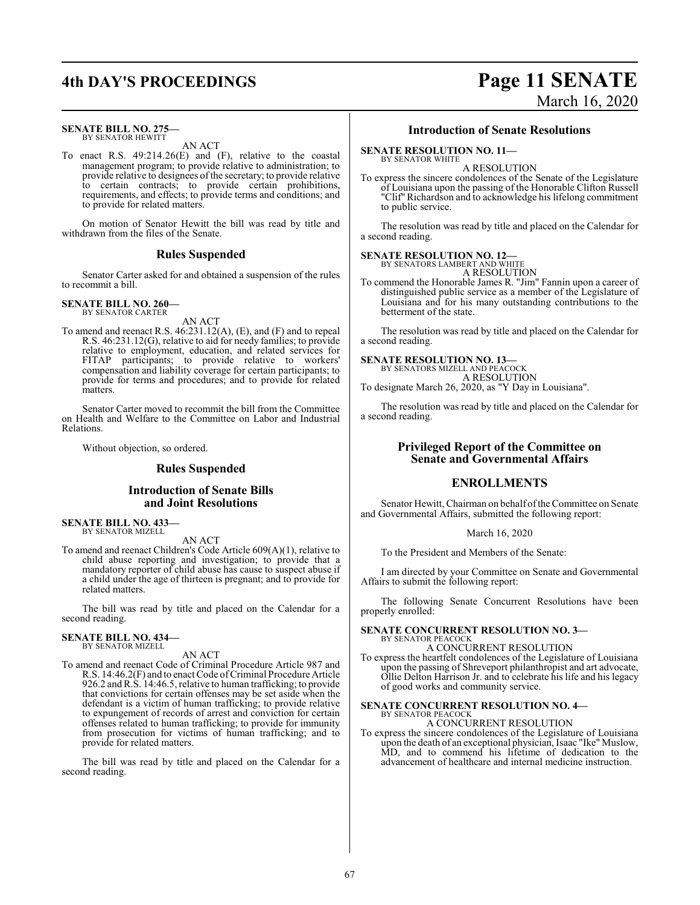**SENATE BILL NO. 275—**
BY SENATOR HEWITT

AN ACT

To enact R.S. 49:214.26(E) and (F), relative to the coastal management program; to provide relative to administration; to provide relative to designees of the secretary; to provide relative to certain contracts; to provide certain prohibitions, requirements, and effects; to provide terms and conditions; and to provide for related matters.

On motion of Senator Hewitt the bill was read by title and withdrawn from the files of the Senate.

## Rules Suspended

Senator Carter asked for and obtained a suspension of the rules to recommit a bill.

**SENATE BILL NO. 260—**
BY SENATOR CARTER

AN ACT

To amend and reenact R.S. 46:231.12(A), (E), and (F) and to repeal R.S. 46:231.12(G), relative to aid for needy families; to provide relative to employment, education, and related services for FITAP participants; to provide relative to workers' compensation and liability coverage for certain participants; to provide for terms and procedures; and to provide for related matters.

Senator Carter moved to recommit the bill from the Committee on Health and Welfare to the Committee on Labor and Industrial Relations.

Without objection, so ordered.

## Rules Suspended

## Introduction of Senate Bills and Joint Resolutions

**SENATE BILL NO. 433—**
BY SENATOR MIZELL

AN ACT

To amend and reenact Children's Code Article 609(A)(1), relative to child abuse reporting and investigation; to provide that a mandatory reporter of child abuse has cause to suspect abuse if a child under the age of thirteen is pregnant; and to provide for related matters.

The bill was read by title and placed on the Calendar for a second reading.

**SENATE BILL NO. 434—**
BY SENATOR MIZELL

AN ACT

To amend and reenact Code of Criminal Procedure Article 987 and R.S. 14:46.2(F) and to enact Code of Criminal Procedure Article 926.2 and R.S. 14:46.5, relative to human trafficking; to provide that convictions for certain offenses may be set aside when the defendant is a victim of human trafficking; to provide relative to expungement of records of arrest and conviction for certain offenses related to human trafficking; to provide for immunity from prosecution for victims of human trafficking; and to provide for related matters.

The bill was read by title and placed on the Calendar for a second reading.

## Introduction of Senate Resolutions

**SENATE RESOLUTION NO. 11—**
BY SENATOR WHITE

A RESOLUTION

To express the sincere condolences of the Senate of the Legislature of Louisiana upon the passing of the Honorable Clifton Russell "Clif" Richardson and to acknowledge his lifelong commitment to public service.

The resolution was read by title and placed on the Calendar for a second reading.

**SENATE RESOLUTION NO. 12—**
BY SENATORS LAMBERT AND WHITE

A RESOLUTION

To commend the Honorable James R. "Jim" Fannin upon a career of distinguished public service as a member of the Legislature of Louisiana and for his many outstanding contributions to the betterment of the state.

The resolution was read by title and placed on the Calendar for a second reading.

**SENATE RESOLUTION NO. 13—**
BY SENATORS MIZELL AND PEACOCK

A RESOLUTION

To designate March 26, 2020, as "Y Day in Louisiana".

The resolution was read by title and placed on the Calendar for a second reading.

## Privileged Report of the Committee on Senate and Governmental Affairs

## ENROLLMENTS

Senator Hewitt, Chairman on behalf of the Committee on Senate and Governmental Affairs, submitted the following report:

March 16, 2020

To the President and Members of the Senate:

I am directed by your Committee on Senate and Governmental Affairs to submit the following report:

The following Senate Concurrent Resolutions have been properly enrolled:

**SENATE CONCURRENT RESOLUTION NO. 3—**
BY SENATOR PEACOCK

A CONCURRENT RESOLUTION

To express the heartfelt condolences of the Legislature of Louisiana upon the passing of Shreveport philanthropist and art advocate, Ollie Delton Harrison Jr. and to celebrate his life and his legacy of good works and community service.

**SENATE CONCURRENT RESOLUTION NO. 4—**
BY SENATOR PEACOCK

A CONCURRENT RESOLUTION

To express the sincere condolences of the Legislature of Louisiana upon the death of an exceptional physician, Isaac "Ike" Muslow, MD, and to commend his lifetime of dedication to the advancement of healthcare and internal medicine instruction.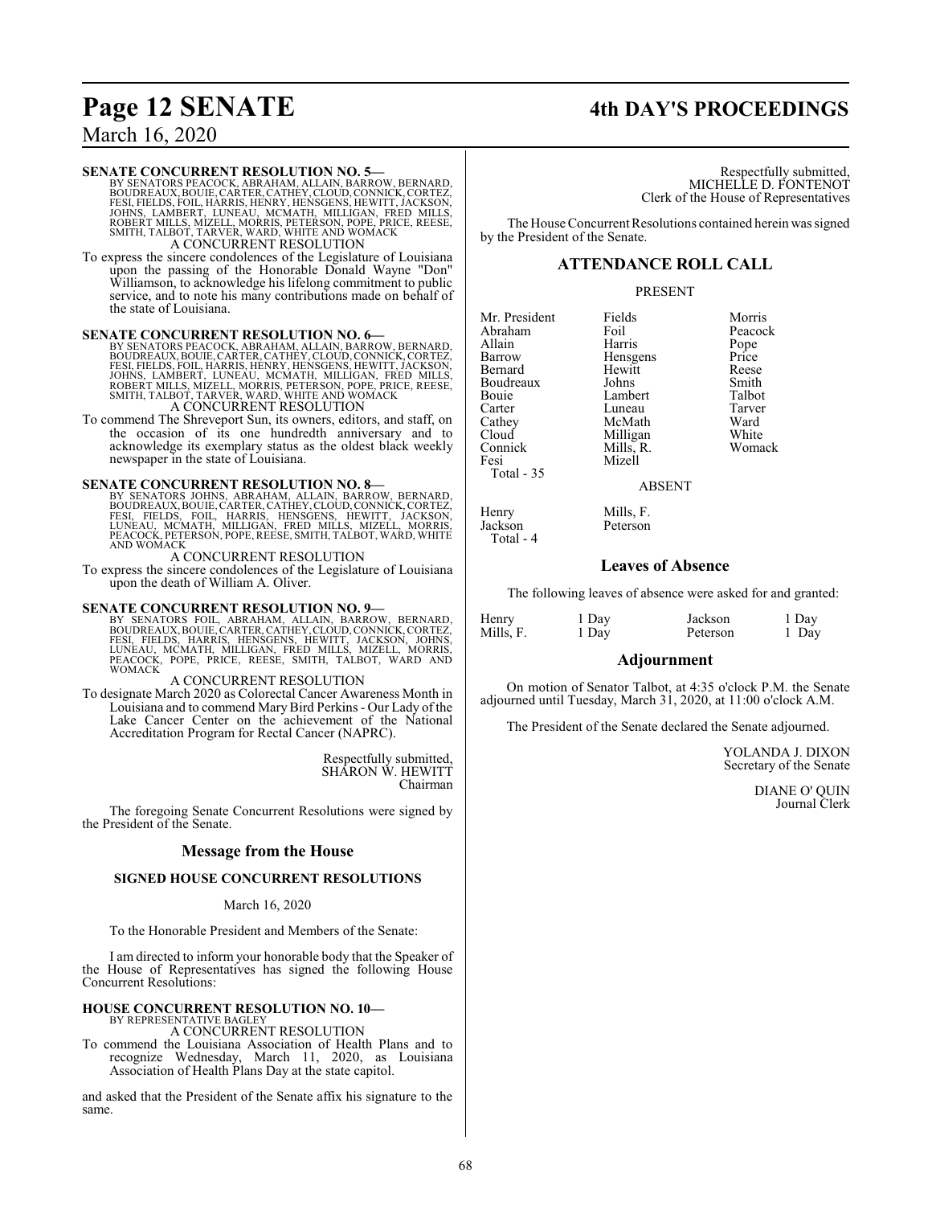**SENATE CONCURRENT RESOLUTION NO. 5—**
BY SENATORS PEACOCK, ABRAHAM, ALLAIN, BARROW, BERNARD, BOUDREAUX, BOUIE, CARTER, CATHEY, CLOUD, CONNICK, CORTEZ, FESI, FIELDS, FOIL, HARRIS, HENRY, HENSGENS, HEWITT, JACKSON, JOHNS, LAMBERT, LUNEAU, MCMATH, MILLIGAN, FRED MILLS, ROBERT MILLS, MIZELL, MORRIS, PETERSON, POPE, PRICE, REESE, SMITH, TALBOT, TARVER, WARD, WHITE AND WOMACK

A CONCURRENT RESOLUTION

To express the sincere condolences of the Legislature of Louisiana upon the passing of the Honorable Donald Wayne "Don" Williamson, to acknowledge his lifelong commitment to public service, and to note his many contributions made on behalf of the state of Louisiana.

**SENATE CONCURRENT RESOLUTION NO. 6—**
BY SENATORS PEACOCK, ABRAHAM, ALLAIN, BARROW, BERNARD, BOUDREAUX, BOUIE, CARTER, CATHEY, CLOUD, CONNICK, CORTEZ, FESI, FIELDS, FOIL, HARRIS, HENRY, HENSGENS, HEWITT, JACKSON, JOHNS, LAMBERT, LUNEAU, MCMATH, MILLIGAN, FRED MILLS, ROBERT MILLS, MIZELL, MORRIS, PETERSON, POPE, PRICE, REESE, SMITH, TALBOT, TARVER, WARD, WHITE AND WOMACK

A CONCURRENT RESOLUTION

To commend The Shreveport Sun, its owners, editors, and staff, on the occasion of its one hundredth anniversary and to acknowledge its exemplary status as the oldest black weekly newspaper in the state of Louisiana.

**SENATE CONCURRENT RESOLUTION NO. 8—**
BY SENATORS JOHNS, ABRAHAM, ALLAIN, BARROW, BERNARD, BOUDREAUX, BOUIE, CARTER, CATHEY, CLOUD, CONNICK, CORTEZ, FESI, FIELDS, FOIL, HARRIS, HENSGENS, HEWITT, JACKSON, LUNEAU, MCMATH, MILLIGAN, FRED MILLS, MIZELL, MORRIS, PEACOCK, PETERSON, POPE, REESE, SMITH, TALBOT, WARD, WHITE AND WOMACK

A CONCURRENT RESOLUTION

To express the sincere condolences of the Legislature of Louisiana upon the death of William A. Oliver.

**SENATE CONCURRENT RESOLUTION NO. 9—**
BY SENATORS FOIL, ABRAHAM, ALLAIN, BARROW, BERNARD, BOUDREAUX, BOUIE, CARTER, CATHEY, CLOUD, CONNICK, CORTEZ, FESI, FIELDS, HARRIS, HENSGENS, HEWITT, JACKSON, JOHNS, LUNEAU, MCMATH, MILLIGAN, FRED MILLS, MIZELL, MORRIS, PEACOCK, POPE, PRICE, REESE, SMITH, TALBOT, WARD AND WOMACK

A CONCURRENT RESOLUTION

To designate March 2020 as Colorectal Cancer Awareness Month in Louisiana and to commend Mary Bird Perkins - Our Lady of the Lake Cancer Center on the achievement of the National Accreditation Program for Rectal Cancer (NAPRC).

Respectfully submitted,
SHARON W. HEWITT
Chairman

The foregoing Senate Concurrent Resolutions were signed by the President of the Senate.

## Message from the House

### SIGNED HOUSE CONCURRENT RESOLUTIONS

March 16, 2020

To the Honorable President and Members of the Senate:

I am directed to inform your honorable body that the Speaker of the House of Representatives has signed the following House Concurrent Resolutions:

**HOUSE CONCURRENT RESOLUTION NO. 10—**
BY REPRESENTATIVE BAGLEY

A CONCURRENT RESOLUTION

To commend the Louisiana Association of Health Plans and to recognize Wednesday, March 11, 2020, as Louisiana Association of Health Plans Day at the state capitol.

and asked that the President of the Senate affix his signature to the same.

Respectfully submitted,
MICHELLE D. FONTENOT
Clerk of the House of Representatives

The House Concurrent Resolutions contained herein was signed by the President of the Senate.

## ATTENDANCE ROLL CALL

PRESENT

| | | |
|---|---|---|
| Mr. President | Fields | Morris |
| Abraham | Foil | Peacock |
| Allain | Harris | Pope |
| Barrow | Hensgens | Price |
| Bernard | Hewitt | Reese |
| Boudreaux | Johns | Smith |
| Bouie | Lambert | Talbot |
| Carter | Luneau | Tarver |
| Cathey | McMath | Ward |
| Cloud | Milligan | White |
| Connick | Mills, R. | Womack |
| Fesi | Mizell | |

Total - 35

ABSENT

| | |
|---|---|
| Henry | Mills, F. |
| Jackson | Peterson |

Total - 4

## Leaves of Absence

The following leaves of absence were asked for and granted:

| | | | |
|---|---|---|---|
| Henry | 1 Day | Jackson | 1 Day |
| Mills, F. | 1 Day | Peterson | 1 Day |

## Adjournment

On motion of Senator Talbot, at 4:35 o'clock P.M. the Senate adjourned until Tuesday, March 31, 2020, at 11:00 o'clock A.M.

The President of the Senate declared the Senate adjourned.

YOLANDA J. DIXON
Secretary of the Senate

DIANE O' QUIN
Journal Clerk